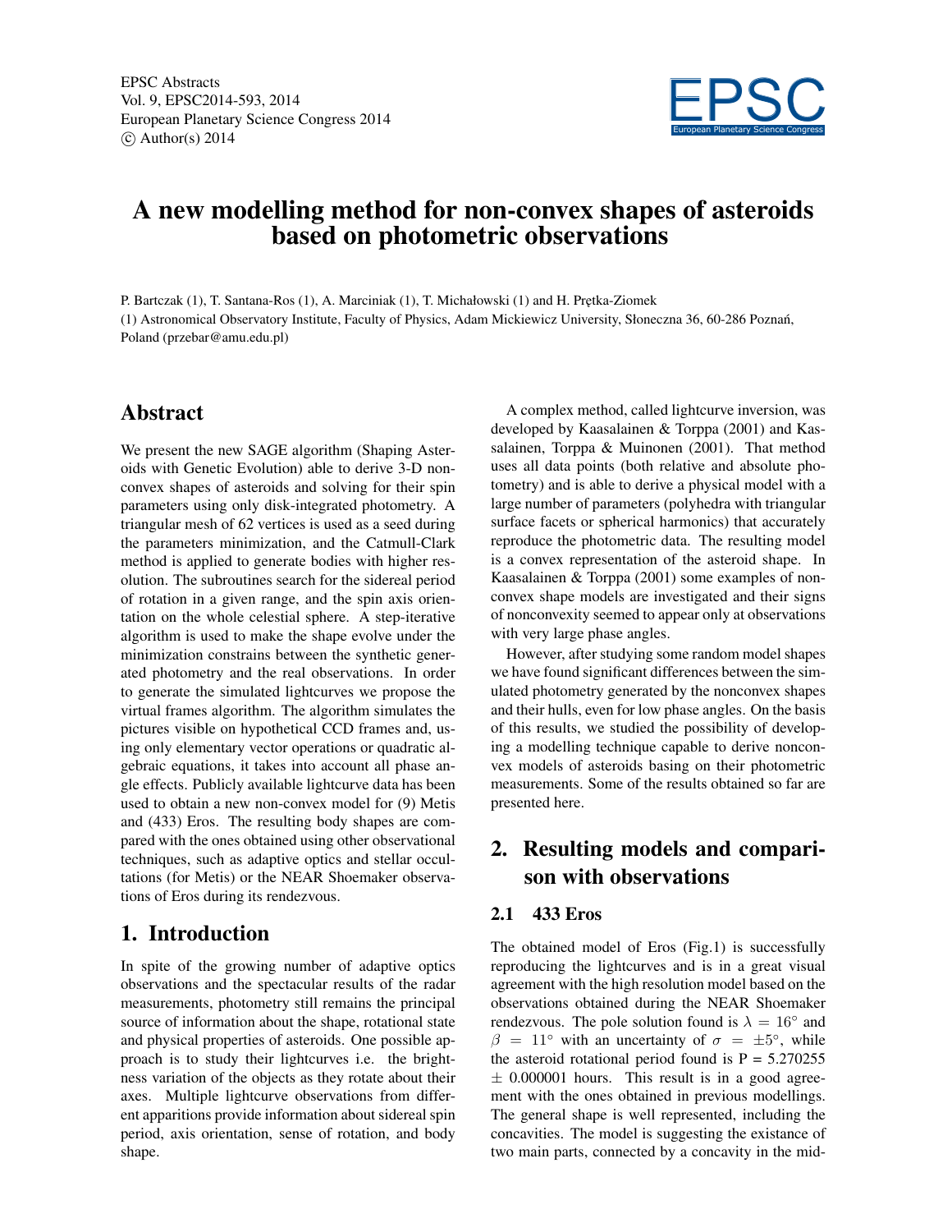# A new modelling method for non-convex shapes of asteroids based on photometric observations

P. Bartczak (1), T. Santana-Ros (1), A. Marciniak (1), T. Michałowski (1) and H. Prętka-Ziomek

(1) Astronomical Observatory Institute, Faculty of Physics, Adam Mickiewicz University, Słoneczna 36, 60-286 Poznań, Poland (przebar@amu.edu.pl)

## Abstract

We present the new SAGE algorithm (Shaping Asteroids with Genetic Evolution) able to derive 3-D non-convex shapes of asteroids and solving for their spin parameters using only disk-integrated photometry. A triangular mesh of 62 vertices is used as a seed during the parameters minimization, and the Catmull-Clark method is applied to generate bodies with higher resolution. The subroutines search for the sidereal period of rotation in a given range, and the spin axis orientation on the whole celestial sphere. A step-iterative algorithm is used to make the shape evolve under the minimization constrains between the synthetic generated photometry and the real observations. In order to generate the simulated lightcurves we propose the virtual frames algorithm. The algorithm simulates the pictures visible on hypothetical CCD frames and, using only elementary vector operations or quadratic algebraic equations, it takes into account all phase angle effects. Publicly available lightcurve data has been used to obtain a new non-convex model for (9) Metis and (433) Eros. The resulting body shapes are compared with the ones obtained using other observational techniques, such as adaptive optics and stellar occultations (for Metis) or the NEAR Shoemaker observations of Eros during its rendezvous.

## 1. Introduction

In spite of the growing number of adaptive optics observations and the spectacular results of the radar measurements, photometry still remains the principal source of information about the shape, rotational state and physical properties of asteroids. One possible approach is to study their lightcurves i.e. the brightness variation of the objects as they rotate about their axes. Multiple lightcurve observations from different apparitions provide information about sidereal spin period, axis orientation, sense of rotation, and body shape.

A complex method, called lightcurve inversion, was developed by Kaasalainen & Torppa (2001) and Kassalainen, Torppa & Muinonen (2001). That method uses all data points (both relative and absolute photometry) and is able to derive a physical model with a large number of parameters (polyhedra with triangular surface facets or spherical harmonics) that accurately reproduce the photometric data. The resulting model is a convex representation of the asteroid shape. In Kaasalainen & Torppa (2001) some examples of nonconvex shape models are investigated and their signs of nonconvexity seemed to appear only at observations with very large phase angles.

However, after studying some random model shapes we have found significant differences between the simulated photometry generated by the nonconvex shapes and their hulls, even for low phase angles. On the basis of this results, we studied the possibility of developing a modelling technique capable to derive nonconvex models of asteroids basing on their photometric measurements. Some of the results obtained so far are presented here.

## 2. Resulting models and comparison with observations

### 2.1 433 Eros

The obtained model of Eros (Fig.1) is successfully reproducing the lightcurves and is in a great visual agreement with the high resolution model based on the observations obtained during the NEAR Shoemaker rendezvous. The pole solution found is $\lambda = 16^\circ$ and $\beta = 11^\circ$ with an uncertainty of $\sigma = \pm 5^\circ$, while the asteroid rotational period found is P = 5.270255 $\pm$ 0.000001 hours. This result is in a good agreement with the ones obtained in previous modellings. The general shape is well represented, including the concavities. The model is suggesting the existance of two main parts, connected by a concavity in the mid-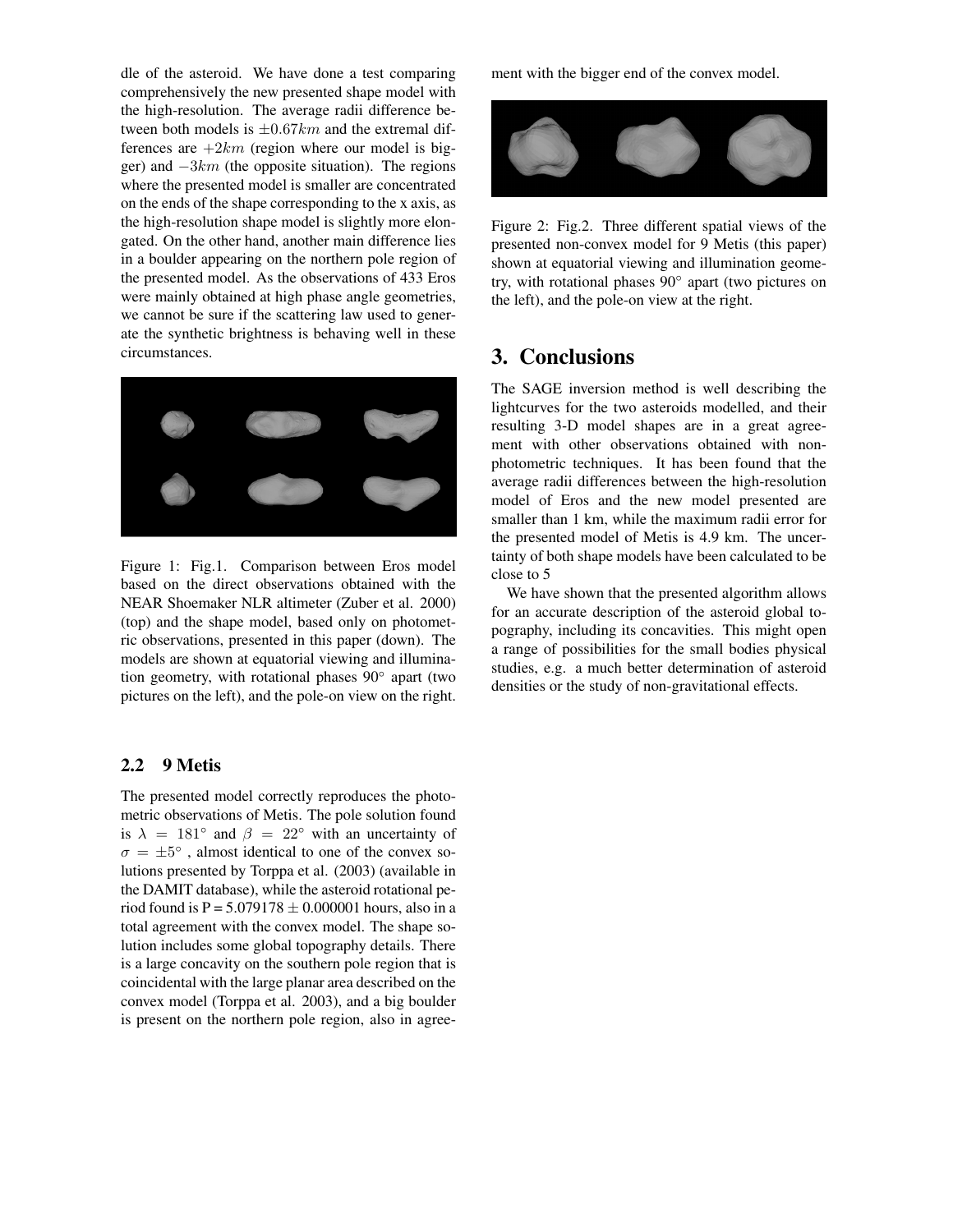dle of the asteroid. We have done a test comparing comprehensively the new presented shape model with the high-resolution. The average radii difference between both models is $\pm 0.67 km$ and the extremal differences are $+2 km$ (region where our model is bigger) and $-3 km$ (the opposite situation). The regions where the presented model is smaller are concentrated on the ends of the shape corresponding to the x axis, as the high-resolution shape model is slightly more elongated. On the other hand, another main difference lies in a boulder appearing on the northern pole region of the presented model. As the observations of 433 Eros were mainly obtained at high phase angle geometries, we cannot be sure if the scattering law used to generate the synthetic brightness is behaving well in these circumstances.

Figure 1: Fig.1. Comparison between Eros model based on the direct observations obtained with the NEAR Shoemaker NLR altimeter (Zuber et al. 2000) (top) and the shape model, based only on photometric observations, presented in this paper (down). The models are shown at equatorial viewing and illumination geometry, with rotational phases 90° apart (two pictures on the left), and the pole-on view on the right.

### 2.2 9 Metis

The presented model correctly reproduces the photometric observations of Metis. The pole solution found is $\lambda = 181^\circ$ and $\beta = 22^\circ$ with an uncertainty of $\sigma = \pm 5^\circ$ , almost identical to one of the convex solutions presented by Torppa et al. (2003) (available in the DAMIT database), while the asteroid rotational period found is P = 5.079178 $\pm$ 0.000001 hours, also in a total agreement with the convex model. The shape solution includes some global topography details. There is a large concavity on the southern pole region that is coincidental with the large planar area described on the convex model (Torppa et al. 2003), and a big boulder is present on the northern pole region, also in agreement with the bigger end of the convex model.

Figure 2: Fig.2. Three different spatial views of the presented non-convex model for 9 Metis (this paper) shown at equatorial viewing and illumination geometry, with rotational phases 90° apart (two pictures on the left), and the pole-on view at the right.

## 3. Conclusions

The SAGE inversion method is well describing the lightcurves for the two asteroids modelled, and their resulting 3-D model shapes are in a great agreement with other observations obtained with non-photometric techniques. It has been found that the average radii differences between the high-resolution model of Eros and the new model presented are smaller than 1 km, while the maximum radii error for the presented model of Metis is 4.9 km. The uncertainty of both shape models have been calculated to be close to 5

We have shown that the presented algorithm allows for an accurate description of the asteroid global topography, including its concavities. This might open a range of possibilities for the small bodies physical studies, e.g. a much better determination of asteroid densities or the study of non-gravitational effects.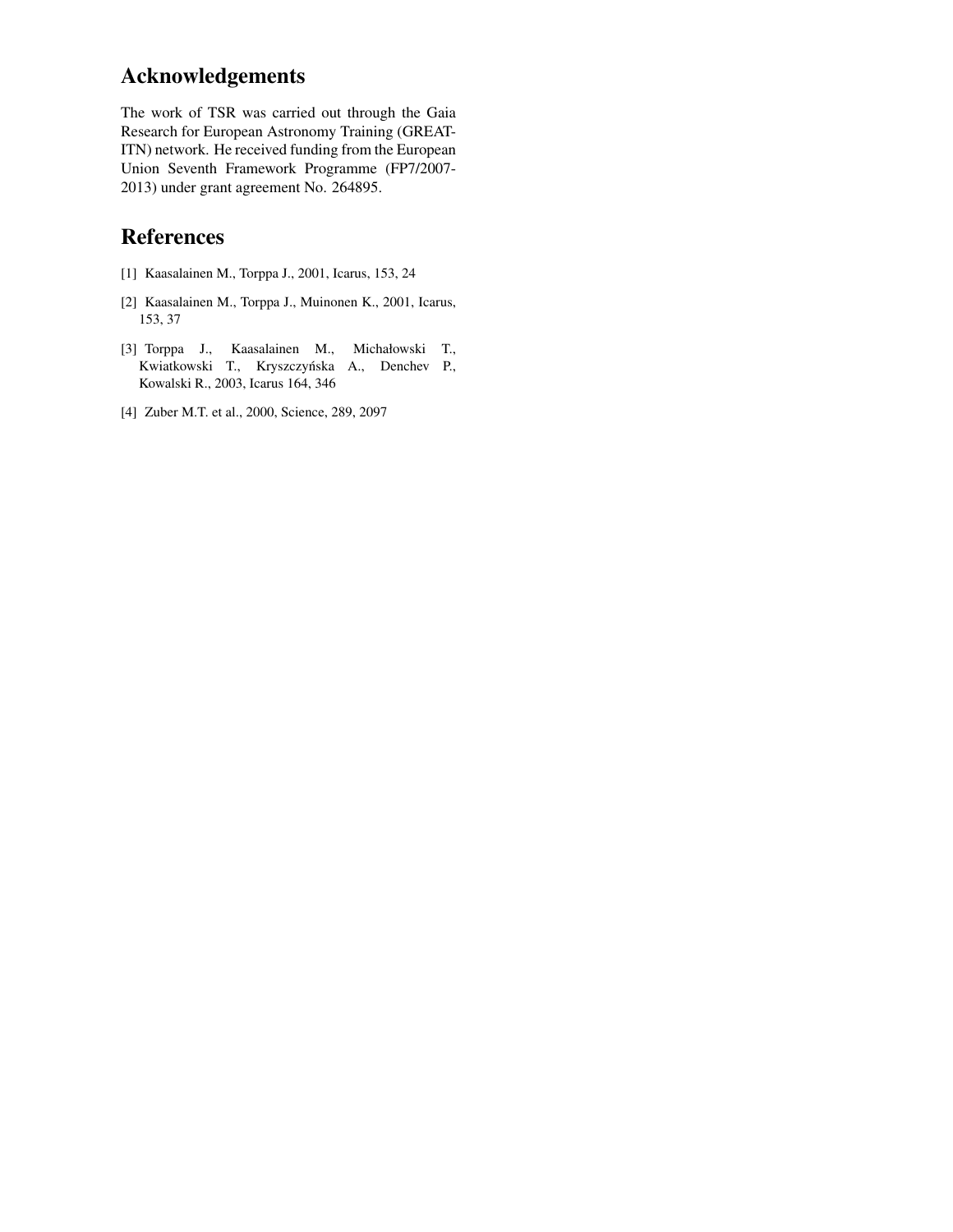## Acknowledgements

The work of TSR was carried out through the Gaia Research for European Astronomy Training (GREAT-ITN) network. He received funding from the European Union Seventh Framework Programme (FP7/2007-2013) under grant agreement No. 264895.

## References

[1] Kaasalainen M., Torppa J., 2001, Icarus, 153, 24

[2] Kaasalainen M., Torppa J., Muinonen K., 2001, Icarus, 153, 37

[3] Torppa J., Kaasalainen M., Michałowski T., Kwiatkowski T., Kryszczyńska A., Denchev P., Kowalski R., 2003, Icarus 164, 346

[4] Zuber M.T. et al., 2000, Science, 289, 2097